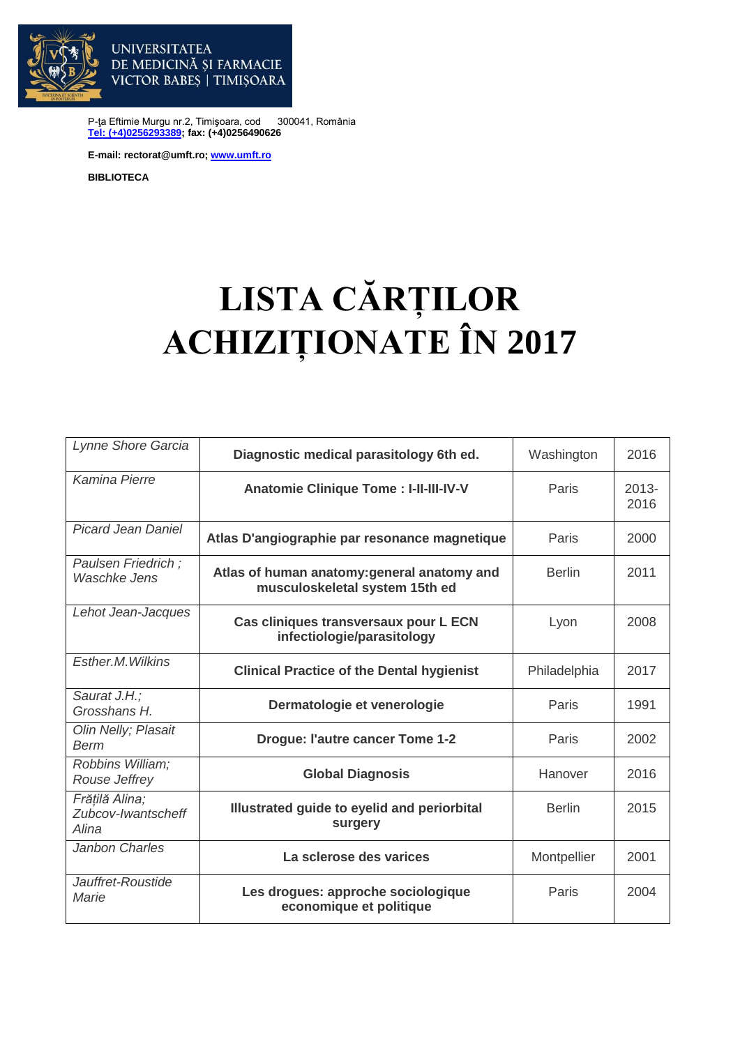UNIVERSITATEA DE MEDICINĂ ŞI FARMACIE VICTOR BABEŞ | TIMIŞOARA

P-ța Eftimie Murgu nr.2, Timişoara, cod 300041, România
Tel: (+4)0256293389; fax: (+4)0256490626

E-mail: rectorat@umft.ro; www.umft.ro

**BIBLIOTECA**

# LISTA CĂRȚILOR ACHIZIȚIONATE ÎN 2017

| | | | |
|---|---|---|---|
| *Lynne Shore Garcia* | **Diagnostic medical parasitology 6th ed.** | Washington | 2016 |
| *Kamina Pierre* | **Anatomie Clinique Tome : I-II-III-IV-V** | Paris | 2013-2016 |
| *Picard Jean Daniel* | **Atlas D'angiographie par resonance magnetique** | Paris | 2000 |
| *Paulsen Friedrich ; Waschke Jens* | **Atlas of human anatomy:general anatomy and musculoskeletal system 15th ed** | Berlin | 2011 |
| *Lehot Jean-Jacques* | **Cas cliniques transversaux pour L ECN infectiologie/parasitology** | Lyon | 2008 |
| *Esther.M.Wilkins* | **Clinical Practice of the Dental hygienist** | Philadelphia | 2017 |
| *Saurat J.H.; Grosshans H.* | **Dermatologie et venerologie** | Paris | 1991 |
| *Olin Nelly; Plasait Berm* | **Drogue: l'autre cancer Tome 1-2** | Paris | 2002 |
| *Robbins William; Rouse Jeffrey* | **Global Diagnosis** | Hanover | 2016 |
| *Frățilă Alina; Zubcov-Iwantscheff Alina* | **Illustrated guide to eyelid and periorbital surgery** | Berlin | 2015 |
| *Janbon Charles* | **La sclerose des varices** | Montpellier | 2001 |
| *Jauffret-Roustide Marie* | **Les drogues: approche sociologique economique et politique** | Paris | 2004 |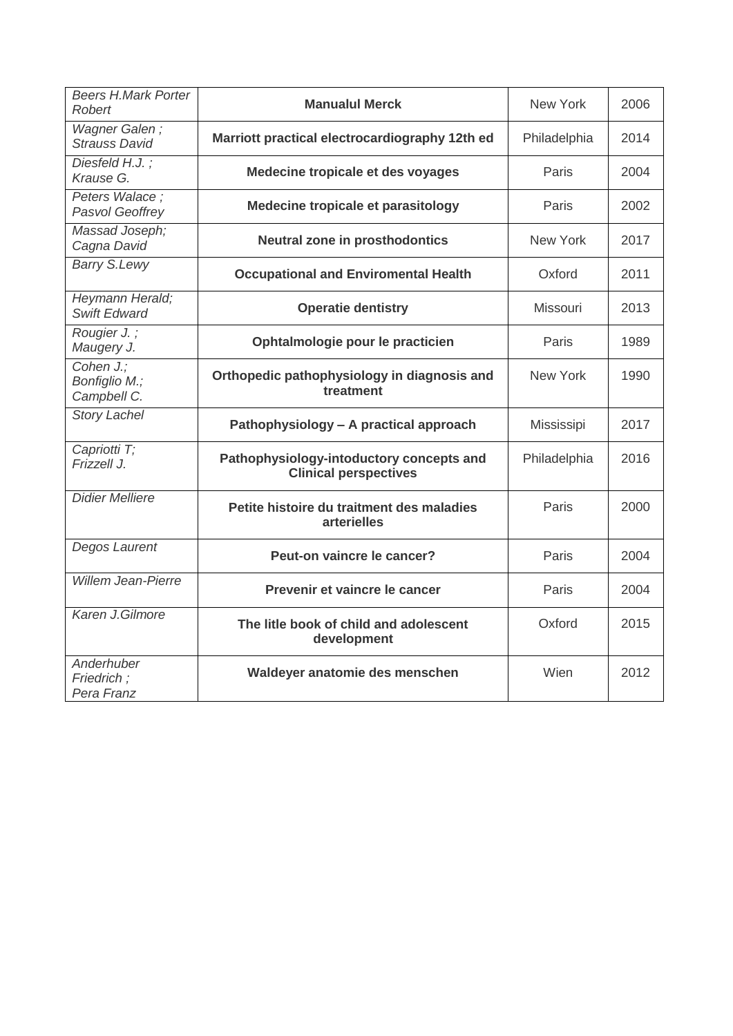| | | | |
|---|---|---|---|
| *Beers H.Mark Porter Robert* | **Manualul Merck** | New York | 2006 |
| *Wagner Galen ; Strauss David* | **Marriott practical electrocardiography 12th ed** | Philadelphia | 2014 |
| *Diesfeld H.J. ; Krause G.* | **Medecine tropicale et des voyages** | Paris | 2004 |
| *Peters Walace ; Pasvol Geoffrey* | **Medecine tropicale et parasitology** | Paris | 2002 |
| *Massad Joseph; Cagna David* | **Neutral zone in prosthodontics** | New York | 2017 |
| *Barry S.Lewy* | **Occupational and Enviromental Health** | Oxford | 2011 |
| *Heymann Herald; Swift Edward* | **Operatie dentistry** | Missouri | 2013 |
| *Rougier J. ; Maugery J.* | **Ophtalmologie pour le practicien** | Paris | 1989 |
| *Cohen J.; Bonfiglio M.; Campbell C.* | **Orthopedic pathophysiology in diagnosis and treatment** | New York | 1990 |
| *Story Lachel* | **Pathophysiology – A practical approach** | Mississipi | 2017 |
| *Capriotti T; Frizzell J.* | **Pathophysiology-intoductory concepts and Clinical perspectives** | Philadelphia | 2016 |
| *Didier Melliere* | **Petite histoire du traitment des maladies arterielles** | Paris | 2000 |
| *Degos Laurent* | **Peut-on vaincre le cancer?** | Paris | 2004 |
| *Willem Jean-Pierre* | **Prevenir et vaincre le cancer** | Paris | 2004 |
| *Karen J.Gilmore* | **The litle book of child and adolescent development** | Oxford | 2015 |
| *Anderhuber Friedrich ; Pera Franz* | **Waldeyer anatomie des menschen** | Wien | 2012 |